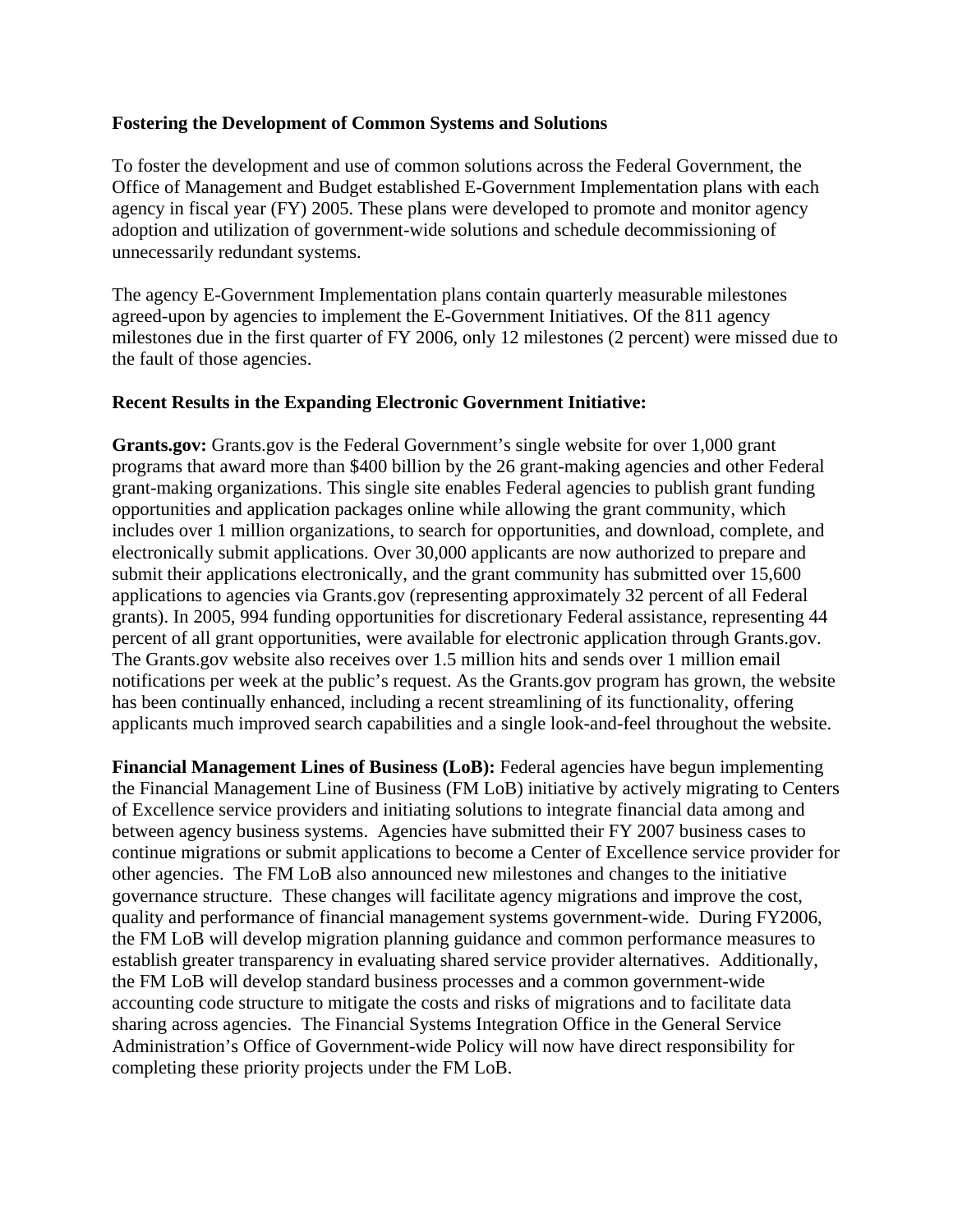**Fostering the Development of Common Systems and Solutions**

To foster the development and use of common solutions across the Federal Government, the Office of Management and Budget established E-Government Implementation plans with each agency in fiscal year (FY) 2005. These plans were developed to promote and monitor agency adoption and utilization of government-wide solutions and schedule decommissioning of unnecessarily redundant systems.

The agency E-Government Implementation plans contain quarterly measurable milestones agreed-upon by agencies to implement the E-Government Initiatives. Of the 811 agency milestones due in the first quarter of FY 2006, only 12 milestones (2 percent) were missed due to the fault of those agencies.

**Recent Results in the Expanding Electronic Government Initiative:**

**Grants.gov:** Grants.gov is the Federal Government's single website for over 1,000 grant programs that award more than $400 billion by the 26 grant-making agencies and other Federal grant-making organizations. This single site enables Federal agencies to publish grant funding opportunities and application packages online while allowing the grant community, which includes over 1 million organizations, to search for opportunities, and download, complete, and electronically submit applications. Over 30,000 applicants are now authorized to prepare and submit their applications electronically, and the grant community has submitted over 15,600 applications to agencies via Grants.gov (representing approximately 32 percent of all Federal grants). In 2005, 994 funding opportunities for discretionary Federal assistance, representing 44 percent of all grant opportunities, were available for electronic application through Grants.gov. The Grants.gov website also receives over 1.5 million hits and sends over 1 million email notifications per week at the public's request. As the Grants.gov program has grown, the website has been continually enhanced, including a recent streamlining of its functionality, offering applicants much improved search capabilities and a single look-and-feel throughout the website.

**Financial Management Lines of Business (LoB):** Federal agencies have begun implementing the Financial Management Line of Business (FM LoB) initiative by actively migrating to Centers of Excellence service providers and initiating solutions to integrate financial data among and between agency business systems. Agencies have submitted their FY 2007 business cases to continue migrations or submit applications to become a Center of Excellence service provider for other agencies. The FM LoB also announced new milestones and changes to the initiative governance structure. These changes will facilitate agency migrations and improve the cost, quality and performance of financial management systems government-wide. During FY2006, the FM LoB will develop migration planning guidance and common performance measures to establish greater transparency in evaluating shared service provider alternatives. Additionally, the FM LoB will develop standard business processes and a common government-wide accounting code structure to mitigate the costs and risks of migrations and to facilitate data sharing across agencies. The Financial Systems Integration Office in the General Service Administration's Office of Government-wide Policy will now have direct responsibility for completing these priority projects under the FM LoB.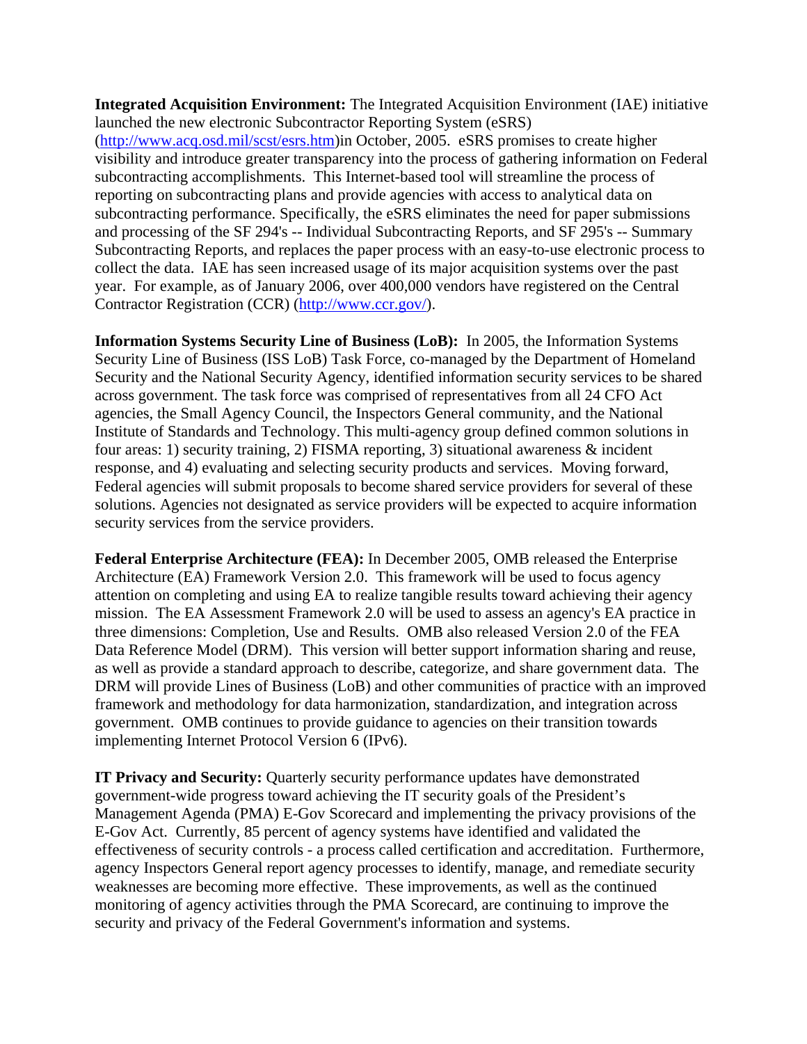**Integrated Acquisition Environment:** The Integrated Acquisition Environment (IAE) initiative launched the new electronic Subcontractor Reporting System (eSRS) (http://www.acq.osd.mil/scst/esrs.htm)in October, 2005. eSRS promises to create higher visibility and introduce greater transparency into the process of gathering information on Federal subcontracting accomplishments. This Internet-based tool will streamline the process of reporting on subcontracting plans and provide agencies with access to analytical data on subcontracting performance. Specifically, the eSRS eliminates the need for paper submissions and processing of the SF 294's -- Individual Subcontracting Reports, and SF 295's -- Summary Subcontracting Reports, and replaces the paper process with an easy-to-use electronic process to collect the data. IAE has seen increased usage of its major acquisition systems over the past year. For example, as of January 2006, over 400,000 vendors have registered on the Central Contractor Registration (CCR) (http://www.ccr.gov/).

**Information Systems Security Line of Business (LoB):** In 2005, the Information Systems Security Line of Business (ISS LoB) Task Force, co-managed by the Department of Homeland Security and the National Security Agency, identified information security services to be shared across government. The task force was comprised of representatives from all 24 CFO Act agencies, the Small Agency Council, the Inspectors General community, and the National Institute of Standards and Technology. This multi-agency group defined common solutions in four areas: 1) security training, 2) FISMA reporting, 3) situational awareness & incident response, and 4) evaluating and selecting security products and services. Moving forward, Federal agencies will submit proposals to become shared service providers for several of these solutions. Agencies not designated as service providers will be expected to acquire information security services from the service providers.

**Federal Enterprise Architecture (FEA):** In December 2005, OMB released the Enterprise Architecture (EA) Framework Version 2.0. This framework will be used to focus agency attention on completing and using EA to realize tangible results toward achieving their agency mission. The EA Assessment Framework 2.0 will be used to assess an agency's EA practice in three dimensions: Completion, Use and Results. OMB also released Version 2.0 of the FEA Data Reference Model (DRM). This version will better support information sharing and reuse, as well as provide a standard approach to describe, categorize, and share government data. The DRM will provide Lines of Business (LoB) and other communities of practice with an improved framework and methodology for data harmonization, standardization, and integration across government. OMB continues to provide guidance to agencies on their transition towards implementing Internet Protocol Version 6 (IPv6).

**IT Privacy and Security:** Quarterly security performance updates have demonstrated government-wide progress toward achieving the IT security goals of the President's Management Agenda (PMA) E-Gov Scorecard and implementing the privacy provisions of the E-Gov Act. Currently, 85 percent of agency systems have identified and validated the effectiveness of security controls - a process called certification and accreditation. Furthermore, agency Inspectors General report agency processes to identify, manage, and remediate security weaknesses are becoming more effective. These improvements, as well as the continued monitoring of agency activities through the PMA Scorecard, are continuing to improve the security and privacy of the Federal Government's information and systems.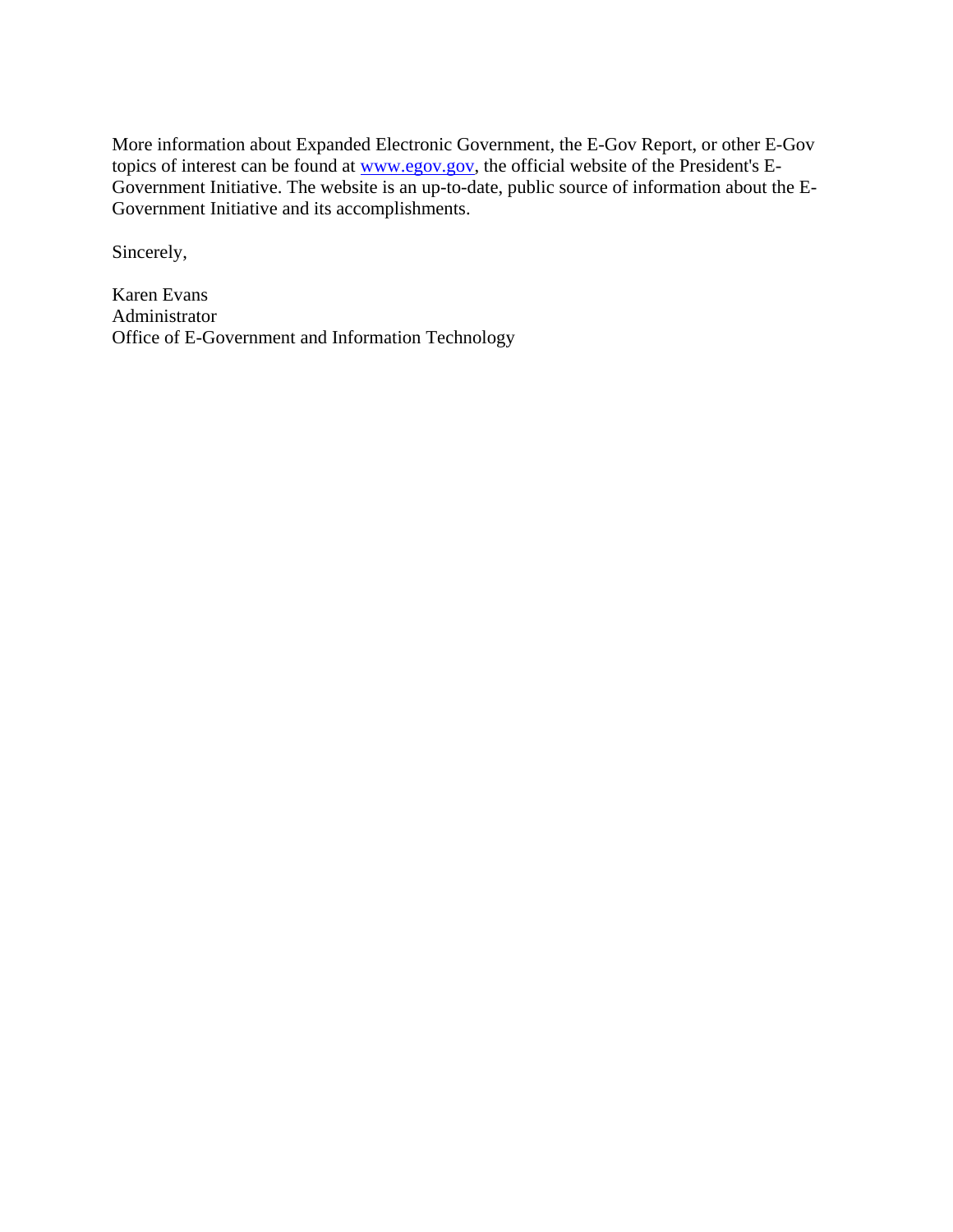More information about Expanded Electronic Government, the E-Gov Report, or other E-Gov topics of interest can be found at [www.egov.gov](http://www.egov.gov), the official website of the President's E-Government Initiative. The website is an up-to-date, public source of information about the E-Government Initiative and its accomplishments.

Sincerely,

Karen Evans
Administrator
Office of E-Government and Information Technology